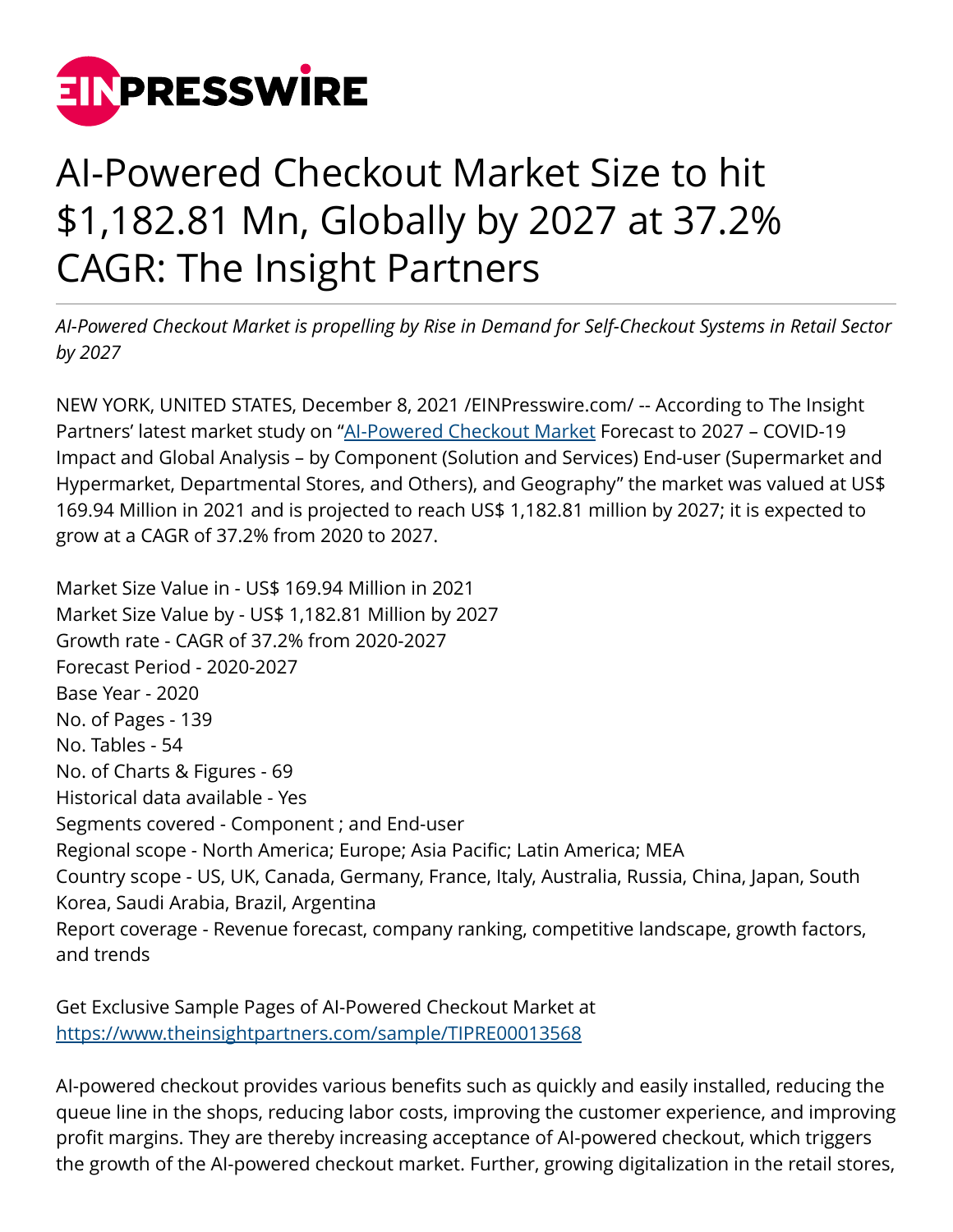# AI-Powered Checkout Market Size to hit $1,182.81 Mn, Globally by 2027 at 37.2% CAGR: The Insight Partners

*AI-Powered Checkout Market is propelling by Rise in Demand for Self-Checkout Systems in Retail Sector by 2027*

NEW YORK, UNITED STATES, December 8, 2021 /EINPresswire.com/ -- According to The Insight Partners' latest market study on "AI-Powered Checkout Market Forecast to 2027 – COVID-19 Impact and Global Analysis – by Component (Solution and Services) End-user (Supermarket and Hypermarket, Departmental Stores, and Others), and Geography" the market was valued at US$ 169.94 Million in 2021 and is projected to reach US$ 1,182.81 million by 2027; it is expected to grow at a CAGR of 37.2% from 2020 to 2027.

Market Size Value in - US$ 169.94 Million in 2021
Market Size Value by - US$ 1,182.81 Million by 2027
Growth rate - CAGR of 37.2% from 2020-2027
Forecast Period - 2020-2027
Base Year - 2020
No. of Pages - 139
No. Tables - 54
No. of Charts & Figures - 69
Historical data available - Yes
Segments covered - Component ; and End-user
Regional scope - North America; Europe; Asia Pacific; Latin America; MEA
Country scope - US, UK, Canada, Germany, France, Italy, Australia, Russia, China, Japan, South Korea, Saudi Arabia, Brazil, Argentina
Report coverage - Revenue forecast, company ranking, competitive landscape, growth factors, and trends

Get Exclusive Sample Pages of AI-Powered Checkout Market at
https://www.theinsightpartners.com/sample/TIPRE00013568

AI-powered checkout provides various benefits such as quickly and easily installed, reducing the queue line in the shops, reducing labor costs, improving the customer experience, and improving profit margins. They are thereby increasing acceptance of AI-powered checkout, which triggers the growth of the AI-powered checkout market. Further, growing digitalization in the retail stores,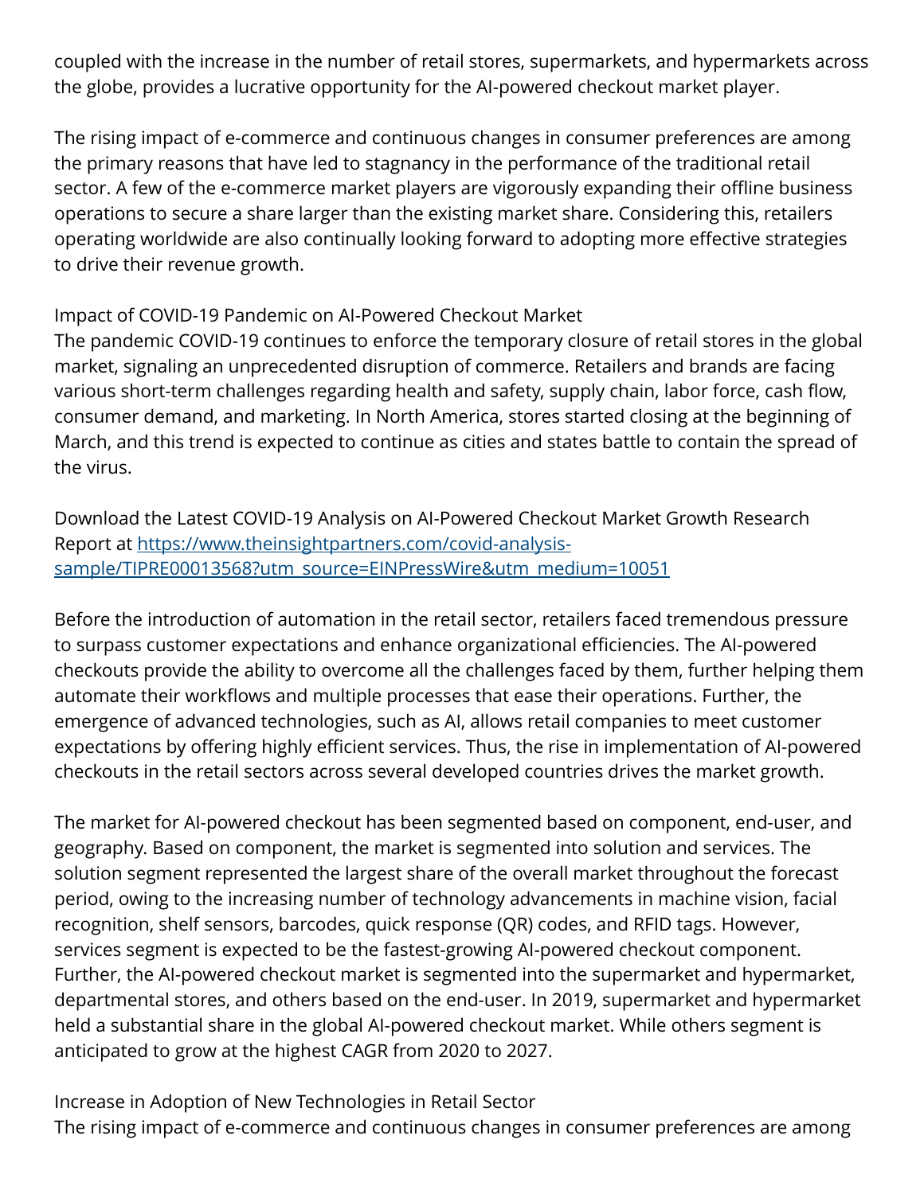coupled with the increase in the number of retail stores, supermarkets, and hypermarkets across the globe, provides a lucrative opportunity for the AI-powered checkout market player.

The rising impact of e-commerce and continuous changes in consumer preferences are among the primary reasons that have led to stagnancy in the performance of the traditional retail sector. A few of the e-commerce market players are vigorously expanding their offline business operations to secure a share larger than the existing market share. Considering this, retailers operating worldwide are also continually looking forward to adopting more effective strategies to drive their revenue growth.

## Impact of COVID-19 Pandemic on AI-Powered Checkout Market

The pandemic COVID-19 continues to enforce the temporary closure of retail stores in the global market, signaling an unprecedented disruption of commerce. Retailers and brands are facing various short-term challenges regarding health and safety, supply chain, labor force, cash flow, consumer demand, and marketing. In North America, stores started closing at the beginning of March, and this trend is expected to continue as cities and states battle to contain the spread of the virus.

Download the Latest COVID-19 Analysis on AI-Powered Checkout Market Growth Research Report at [https://www.theinsightpartners.com/covid-analysis-sample/TIPRE00013568?utm_source=EINPressWire&utm_medium=10051](https://www.theinsightpartners.com/covid-analysis-sample/TIPRE00013568?utm_source=EINPressWire&utm_medium=10051)

Before the introduction of automation in the retail sector, retailers faced tremendous pressure to surpass customer expectations and enhance organizational efficiencies. The AI-powered checkouts provide the ability to overcome all the challenges faced by them, further helping them automate their workflows and multiple processes that ease their operations. Further, the emergence of advanced technologies, such as AI, allows retail companies to meet customer expectations by offering highly efficient services. Thus, the rise in implementation of AI-powered checkouts in the retail sectors across several developed countries drives the market growth.

The market for AI-powered checkout has been segmented based on component, end-user, and geography. Based on component, the market is segmented into solution and services. The solution segment represented the largest share of the overall market throughout the forecast period, owing to the increasing number of technology advancements in machine vision, facial recognition, shelf sensors, barcodes, quick response (QR) codes, and RFID tags. However, services segment is expected to be the fastest-growing AI-powered checkout component. Further, the AI-powered checkout market is segmented into the supermarket and hypermarket, departmental stores, and others based on the end-user. In 2019, supermarket and hypermarket held a substantial share in the global AI-powered checkout market. While others segment is anticipated to grow at the highest CAGR from 2020 to 2027.

## Increase in Adoption of New Technologies in Retail Sector

The rising impact of e-commerce and continuous changes in consumer preferences are among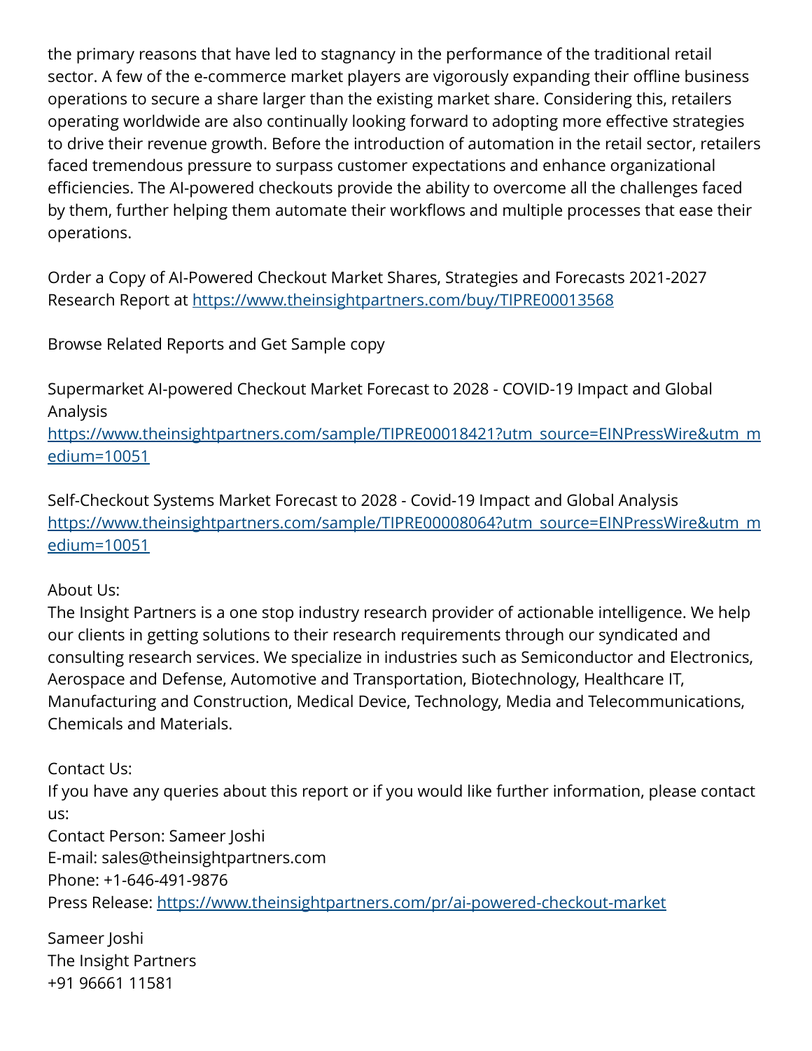the primary reasons that have led to stagnancy in the performance of the traditional retail sector. A few of the e-commerce market players are vigorously expanding their offline business operations to secure a share larger than the existing market share. Considering this, retailers operating worldwide are also continually looking forward to adopting more effective strategies to drive their revenue growth. Before the introduction of automation in the retail sector, retailers faced tremendous pressure to surpass customer expectations and enhance organizational efficiencies. The AI-powered checkouts provide the ability to overcome all the challenges faced by them, further helping them automate their workflows and multiple processes that ease their operations.

Order a Copy of AI-Powered Checkout Market Shares, Strategies and Forecasts 2021-2027 Research Report at https://www.theinsightpartners.com/buy/TIPRE00013568

Browse Related Reports and Get Sample copy

Supermarket AI-powered Checkout Market Forecast to 2028 - COVID-19 Impact and Global Analysis
https://www.theinsightpartners.com/sample/TIPRE00018421?utm_source=EINPressWire&utm_medium=10051

Self-Checkout Systems Market Forecast to 2028 - Covid-19 Impact and Global Analysis
https://www.theinsightpartners.com/sample/TIPRE00008064?utm_source=EINPressWire&utm_medium=10051

About Us:
The Insight Partners is a one stop industry research provider of actionable intelligence. We help our clients in getting solutions to their research requirements through our syndicated and consulting research services. We specialize in industries such as Semiconductor and Electronics, Aerospace and Defense, Automotive and Transportation, Biotechnology, Healthcare IT, Manufacturing and Construction, Medical Device, Technology, Media and Telecommunications, Chemicals and Materials.

Contact Us:
If you have any queries about this report or if you would like further information, please contact us:
Contact Person: Sameer Joshi
E-mail: sales@theinsightpartners.com
Phone: +1-646-491-9876
Press Release: https://www.theinsightpartners.com/pr/ai-powered-checkout-market

Sameer Joshi
The Insight Partners
+91 96661 11581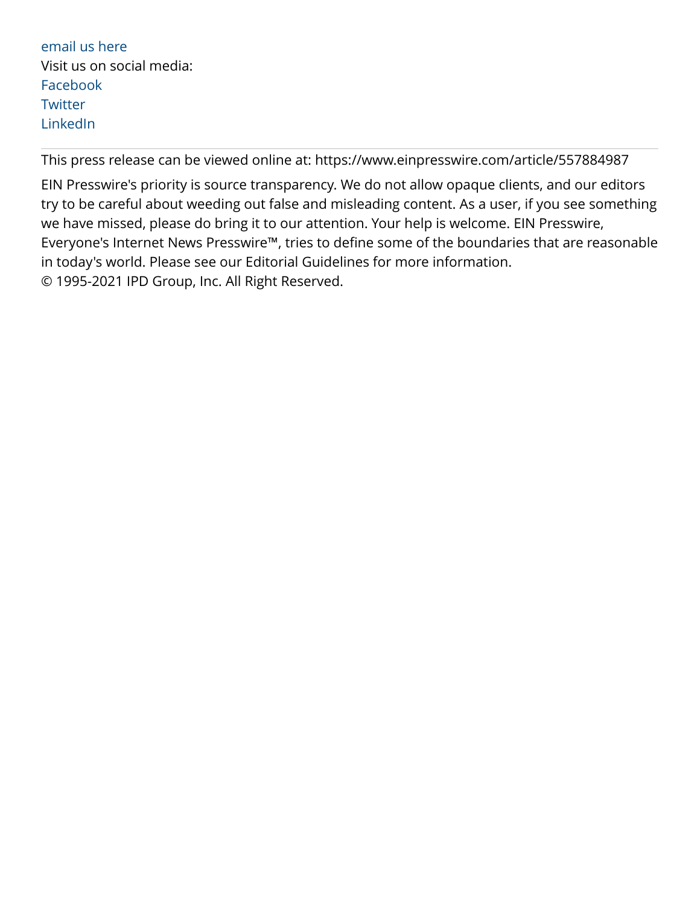email us here
Visit us on social media:
Facebook
Twitter
LinkedIn

---

This press release can be viewed online at: https://www.einpresswire.com/article/557884987

EIN Presswire's priority is source transparency. We do not allow opaque clients, and our editors try to be careful about weeding out false and misleading content. As a user, if you see something we have missed, please do bring it to our attention. Your help is welcome. EIN Presswire, Everyone's Internet News Presswire™, tries to define some of the boundaries that are reasonable in today's world. Please see our Editorial Guidelines for more information.
© 1995-2021 IPD Group, Inc. All Right Reserved.